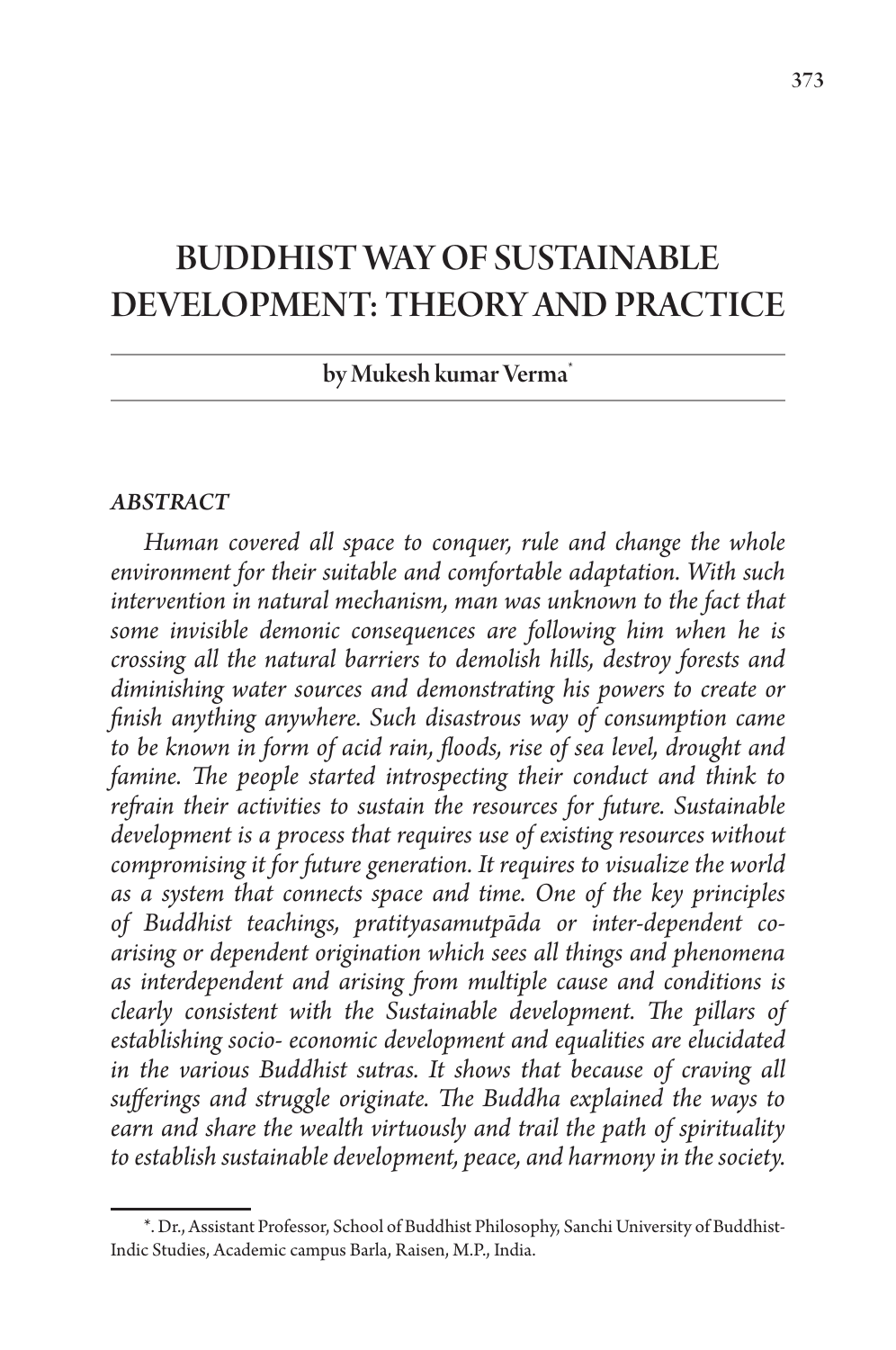# BUDDHIST WAY OF SUSTAINABLE DEVELOPMENT: THEORY AND PRACTICE

by Mukesh kumar Verma[*]

### ABSTRACT

*Human covered all space to conquer, rule and change the whole environment for their suitable and comfortable adaptation. With such intervention in natural mechanism, man was unknown to the fact that some invisible demonic consequences are following him when he is crossing all the natural barriers to demolish hills, destroy forests and diminishing water sources and demonstrating his powers to create or finish anything anywhere. Such disastrous way of consumption came to be known in form of acid rain, floods, rise of sea level, drought and famine. The people started introspecting their conduct and think to refrain their activities to sustain the resources for future. Sustainable development is a process that requires use of existing resources without compromising it for future generation. It requires to visualize the world as a system that connects space and time. One of the key principles of Buddhist teachings, pratityasamutpāda or inter-dependent co-arising or dependent origination which sees all things and phenomena as interdependent and arising from multiple cause and conditions is clearly consistent with the Sustainable development. The pillars of establishing socio- economic development and equalities are elucidated in the various Buddhist sutras. It shows that because of craving all sufferings and struggle originate. The Buddha explained the ways to earn and share the wealth virtuously and trail the path of spirituality to establish sustainable development, peace, and harmony in the society.*

---

*. Dr., Assistant Professor, School of Buddhist Philosophy, Sanchi University of Buddhist-Indic Studies, Academic campus Barla, Raisen, M.P., India.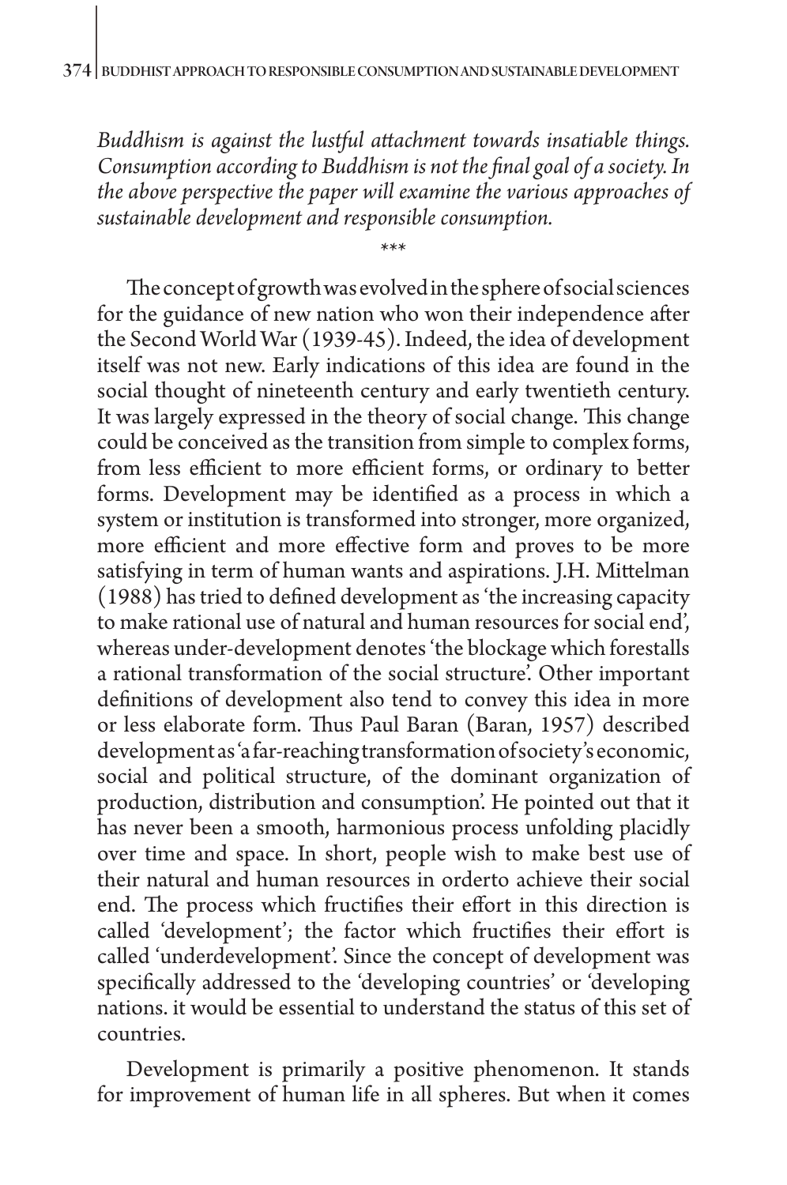*Buddhism is against the lustful attachment towards insatiable things. Consumption according to Buddhism is not the final goal of a society. In the above perspective the paper will examine the various approaches of sustainable development and responsible consumption.*

***

The concept of growth was evolved in the sphere of social sciences for the guidance of new nation who won their independence after the Second World War (1939-45). Indeed, the idea of development itself was not new. Early indications of this idea are found in the social thought of nineteenth century and early twentieth century. It was largely expressed in the theory of social change. This change could be conceived as the transition from simple to complex forms, from less efficient to more efficient forms, or ordinary to better forms. Development may be identified as a process in which a system or institution is transformed into stronger, more organized, more efficient and more effective form and proves to be more satisfying in term of human wants and aspirations. J.H. Mittelman (1988) has tried to defined development as 'the increasing capacity to make rational use of natural and human resources for social end', whereas under-development denotes 'the blockage which forestalls a rational transformation of the social structure'. Other important definitions of development also tend to convey this idea in more or less elaborate form. Thus Paul Baran (Baran, 1957) described development as 'a far-reaching transformation of society's economic, social and political structure, of the dominant organization of production, distribution and consumption'. He pointed out that it has never been a smooth, harmonious process unfolding placidly over time and space. In short, people wish to make best use of their natural and human resources in orderto achieve their social end. The process which fructifies their effort in this direction is called 'development'; the factor which fructifies their effort is called 'underdevelopment'. Since the concept of development was specifically addressed to the 'developing countries' or 'developing nations. it would be essential to understand the status of this set of countries.

Development is primarily a positive phenomenon. It stands for improvement of human life in all spheres. But when it comes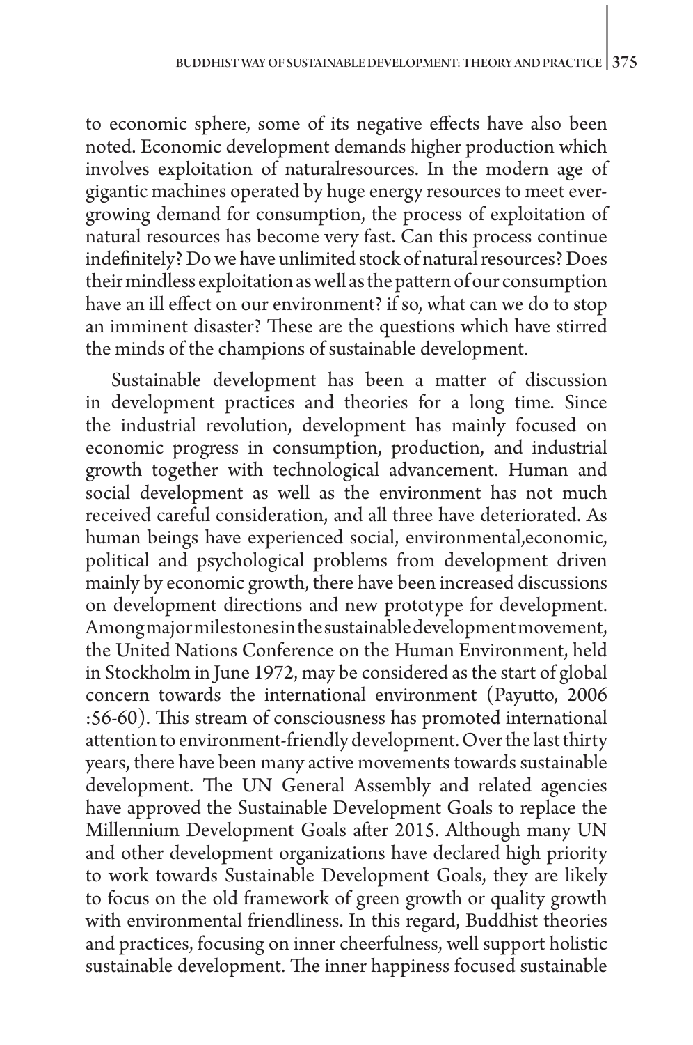to economic sphere, some of its negative effects have also been noted. Economic development demands higher production which involves exploitation of naturalresources. In the modern age of gigantic machines operated by huge energy resources to meet ever-growing demand for consumption, the process of exploitation of natural resources has become very fast. Can this process continue indefinitely? Do we have unlimited stock of natural resources? Does their mindless exploitation as well as the pattern of our consumption have an ill effect on our environment? if so, what can we do to stop an imminent disaster? These are the questions which have stirred the minds of the champions of sustainable development.

Sustainable development has been a matter of discussion in development practices and theories for a long time. Since the industrial revolution, development has mainly focused on economic progress in consumption, production, and industrial growth together with technological advancement. Human and social development as well as the environment has not much received careful consideration, and all three have deteriorated. As human beings have experienced social, environmental,economic, political and psychological problems from development driven mainly by economic growth, there have been increased discussions on development directions and new prototype for development. Among major milestones in the sustainable development movement, the United Nations Conference on the Human Environment, held in Stockholm in June 1972, may be considered as the start of global concern towards the international environment (Payutto, 2006 :56-60). This stream of consciousness has promoted international attention to environment-friendly development. Over the last thirty years, there have been many active movements towards sustainable development. The UN General Assembly and related agencies have approved the Sustainable Development Goals to replace the Millennium Development Goals after 2015. Although many UN and other development organizations have declared high priority to work towards Sustainable Development Goals, they are likely to focus on the old framework of green growth or quality growth with environmental friendliness. In this regard, Buddhist theories and practices, focusing on inner cheerfulness, well support holistic sustainable development. The inner happiness focused sustainable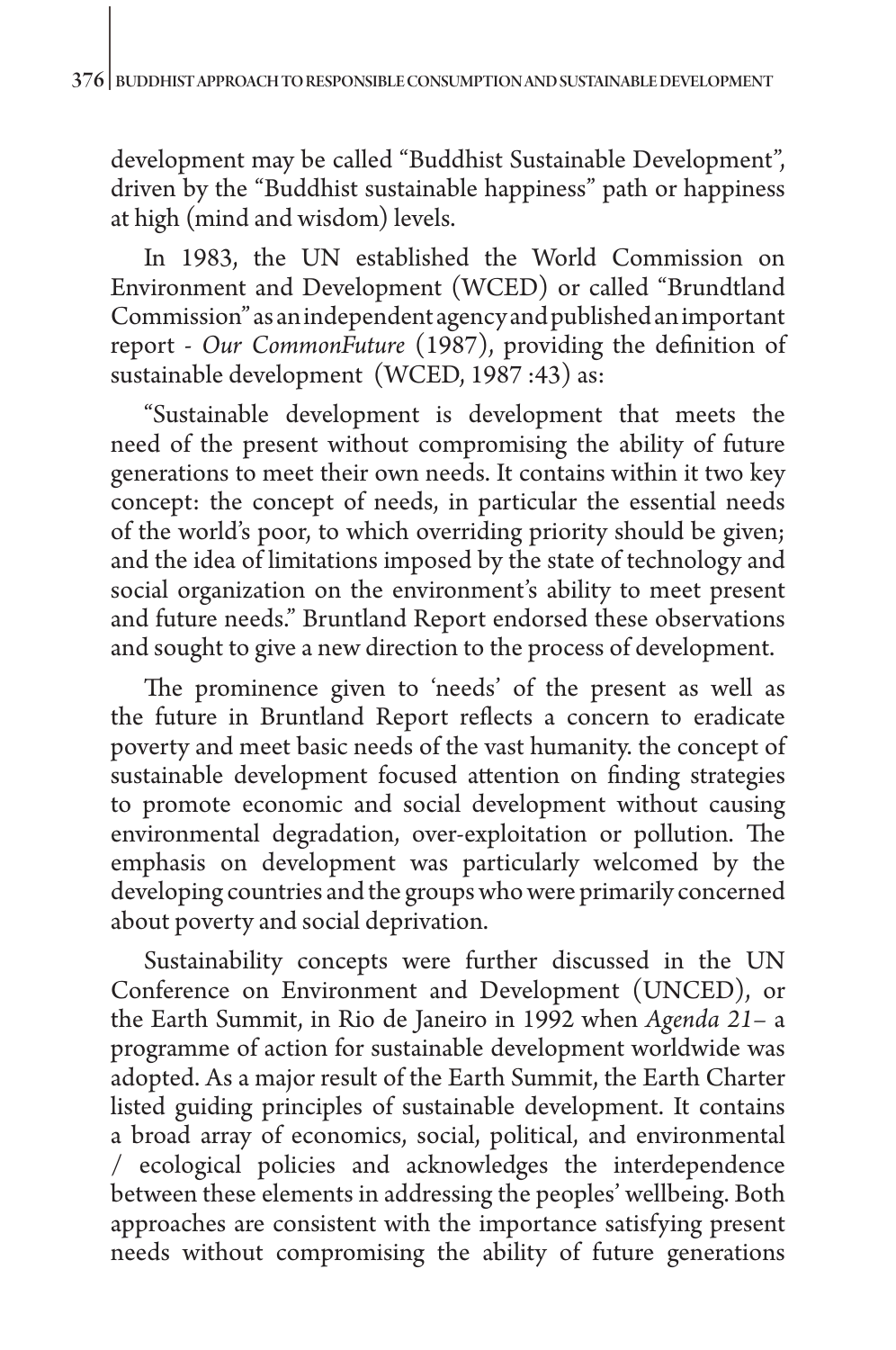development may be called "Buddhist Sustainable Development", driven by the "Buddhist sustainable happiness" path or happiness at high (mind and wisdom) levels.

In 1983, the UN established the World Commission on Environment and Development (WCED) or called "Brundtland Commission" as an independent agency and published an important report - *Our CommonFuture* (1987), providing the definition of sustainable development (WCED, 1987 :43) as:

"Sustainable development is development that meets the need of the present without compromising the ability of future generations to meet their own needs. It contains within it two key concept: the concept of needs, in particular the essential needs of the world's poor, to which overriding priority should be given; and the idea of limitations imposed by the state of technology and social organization on the environment's ability to meet present and future needs." Bruntland Report endorsed these observations and sought to give a new direction to the process of development.

The prominence given to 'needs' of the present as well as the future in Bruntland Report reflects a concern to eradicate poverty and meet basic needs of the vast humanity. the concept of sustainable development focused attention on finding strategies to promote economic and social development without causing environmental degradation, over-exploitation or pollution. The emphasis on development was particularly welcomed by the developing countries and the groups who were primarily concerned about poverty and social deprivation.

Sustainability concepts were further discussed in the UN Conference on Environment and Development (UNCED), or the Earth Summit, in Rio de Janeiro in 1992 when *Agenda 21*– a programme of action for sustainable development worldwide was adopted. As a major result of the Earth Summit, the Earth Charter listed guiding principles of sustainable development. It contains a broad array of economics, social, political, and environmental / ecological policies and acknowledges the interdependence between these elements in addressing the peoples' wellbeing. Both approaches are consistent with the importance satisfying present needs without compromising the ability of future generations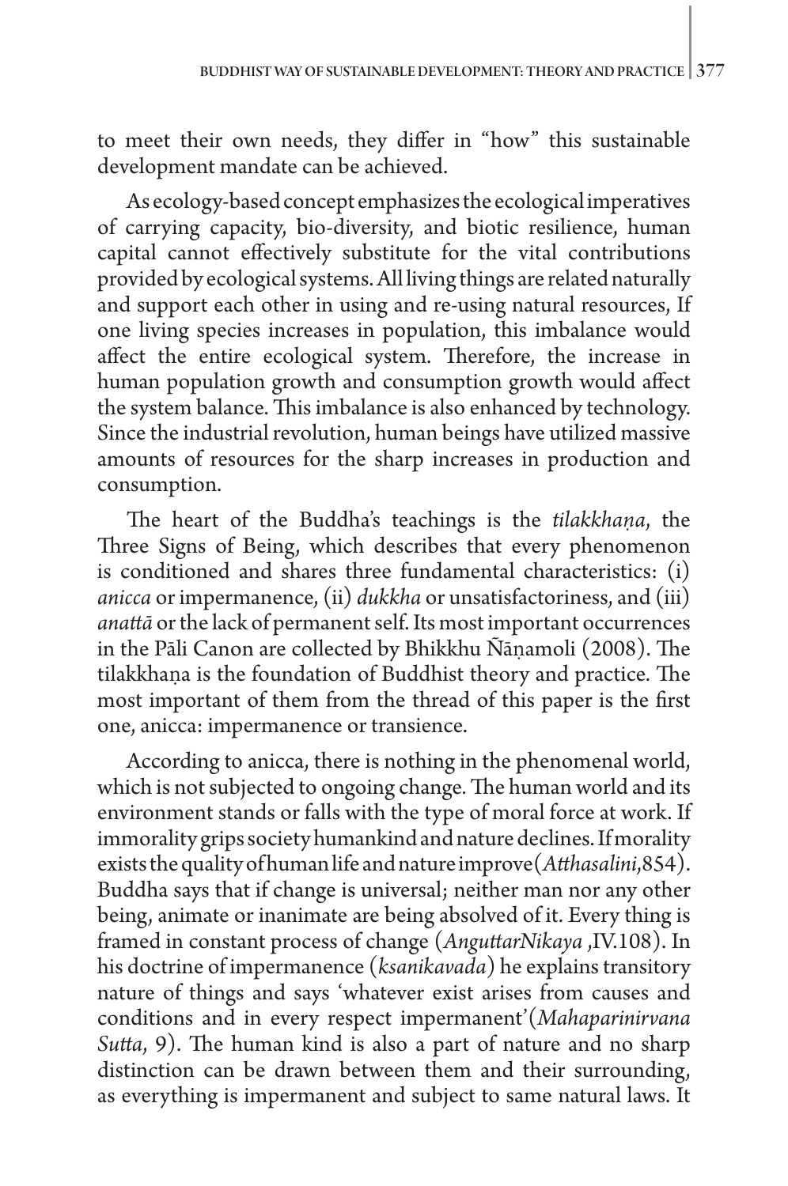to meet their own needs, they differ in "how" this sustainable development mandate can be achieved.

As ecology-based concept emphasizes the ecological imperatives of carrying capacity, bio-diversity, and biotic resilience, human capital cannot effectively substitute for the vital contributions provided by ecological systems. All living things are related naturally and support each other in using and re-using natural resources, If one living species increases in population, this imbalance would affect the entire ecological system. Therefore, the increase in human population growth and consumption growth would affect the system balance. This imbalance is also enhanced by technology. Since the industrial revolution, human beings have utilized massive amounts of resources for the sharp increases in production and consumption.

The heart of the Buddha's teachings is the *tilakkhaṇa*, the Three Signs of Being, which describes that every phenomenon is conditioned and shares three fundamental characteristics: (i) *anicca* or impermanence, (ii) *dukkha* or unsatisfactoriness, and (iii) *anattā* or the lack of permanent self. Its most important occurrences in the Pāli Canon are collected by Bhikkhu Ñāṇamoli (2008). The tilakkhaṇa is the foundation of Buddhist theory and practice. The most important of them from the thread of this paper is the first one, anicca: impermanence or transience.

According to anicca, there is nothing in the phenomenal world, which is not subjected to ongoing change. The human world and its environment stands or falls with the type of moral force at work. If immorality grips society humankind and nature declines. If morality exists the quality of human life and nature improve(*Atthasalini*,854). Buddha says that if change is universal; neither man nor any other being, animate or inanimate are being absolved of it. Every thing is framed in constant process of change (*AnguttarNikaya* ,IV.108). In his doctrine of impermanence (*ksanikavada*) he explains transitory nature of things and says 'whatever exist arises from causes and conditions and in every respect impermanent'(*Mahaparinirvana Sutta*, 9). The human kind is also a part of nature and no sharp distinction can be drawn between them and their surrounding, as everything is impermanent and subject to same natural laws. It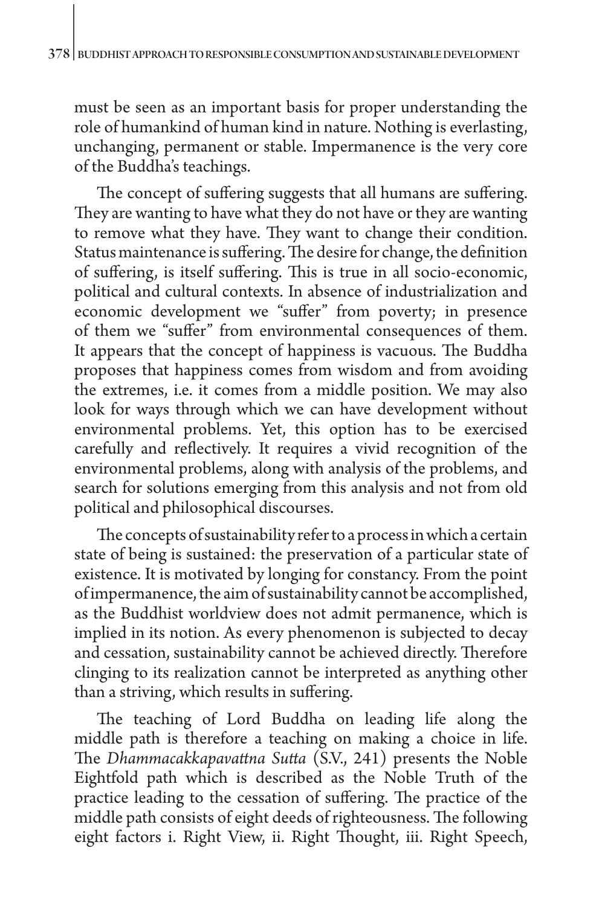must be seen as an important basis for proper understanding the role of humankind of human kind in nature. Nothing is everlasting, unchanging, permanent or stable. Impermanence is the very core of the Buddha's teachings.

The concept of suffering suggests that all humans are suffering. They are wanting to have what they do not have or they are wanting to remove what they have. They want to change their condition. Status maintenance is suffering. The desire for change, the definition of suffering, is itself suffering. This is true in all socio-economic, political and cultural contexts. In absence of industrialization and economic development we "suffer" from poverty; in presence of them we "suffer" from environmental consequences of them. It appears that the concept of happiness is vacuous. The Buddha proposes that happiness comes from wisdom and from avoiding the extremes, i.e. it comes from a middle position. We may also look for ways through which we can have development without environmental problems. Yet, this option has to be exercised carefully and reflectively. It requires a vivid recognition of the environmental problems, along with analysis of the problems, and search for solutions emerging from this analysis and not from old political and philosophical discourses.

The concepts of sustainability refer to a process in which a certain state of being is sustained: the preservation of a particular state of existence. It is motivated by longing for constancy. From the point of impermanence, the aim of sustainability cannot be accomplished, as the Buddhist worldview does not admit permanence, which is implied in its notion. As every phenomenon is subjected to decay and cessation, sustainability cannot be achieved directly. Therefore clinging to its realization cannot be interpreted as anything other than a striving, which results in suffering.

The teaching of Lord Buddha on leading life along the middle path is therefore a teaching on making a choice in life. The *Dhammacakkapavattna Sutta* (S.V., 241) presents the Noble Eightfold path which is described as the Noble Truth of the practice leading to the cessation of suffering. The practice of the middle path consists of eight deeds of righteousness. The following eight factors i. Right View, ii. Right Thought, iii. Right Speech,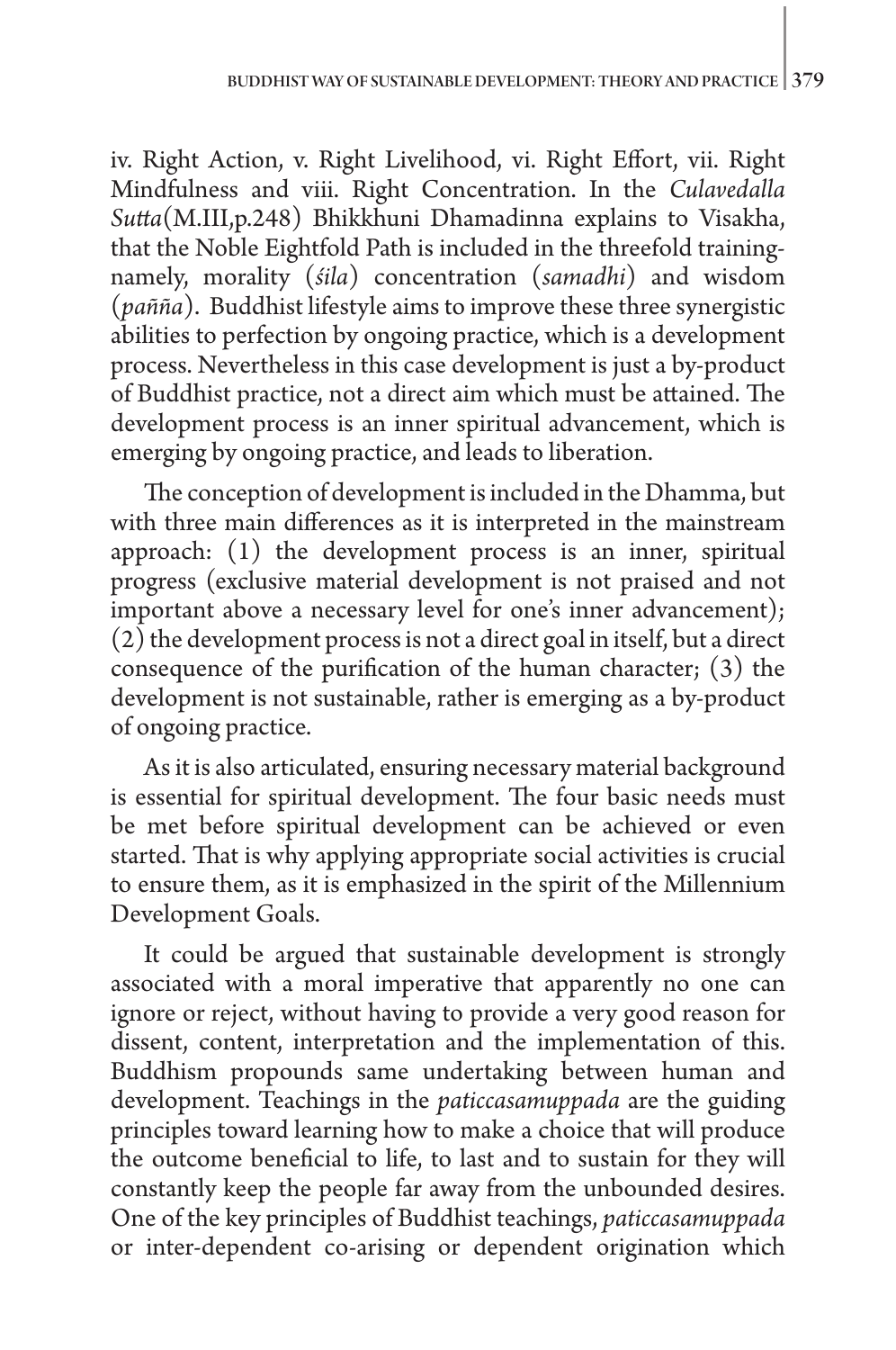iv. Right Action, v. Right Livelihood, vi. Right Effort, vii. Right Mindfulness and viii. Right Concentration. In the *Culavedalla Sutta*(M.III,p.248) Bhikkhuni Dhamadinna explains to Visakha, that the Noble Eightfold Path is included in the threefold training- namely, morality (*śila*) concentration (*samadhi*) and wisdom (*paññа*). Buddhist lifestyle aims to improve these three synergistic abilities to perfection by ongoing practice, which is a development process. Nevertheless in this case development is just a by-product of Buddhist practice, not a direct aim which must be attained. The development process is an inner spiritual advancement, which is emerging by ongoing practice, and leads to liberation.

The conception of development is included in the Dhamma, but with three main differences as it is interpreted in the mainstream approach: (1) the development process is an inner, spiritual progress (exclusive material development is not praised and not important above a necessary level for one's inner advancement); (2) the development process is not a direct goal in itself, but a direct consequence of the purification of the human character; (3) the development is not sustainable, rather is emerging as a by-product of ongoing practice.

As it is also articulated, ensuring necessary material background is essential for spiritual development. The four basic needs must be met before spiritual development can be achieved or even started. That is why applying appropriate social activities is crucial to ensure them, as it is emphasized in the spirit of the Millennium Development Goals.

It could be argued that sustainable development is strongly associated with a moral imperative that apparently no one can ignore or reject, without having to provide a very good reason for dissent, content, interpretation and the implementation of this. Buddhism propounds same undertaking between human and development. Teachings in the *paticcasamuppada* are the guiding principles toward learning how to make a choice that will produce the outcome beneficial to life, to last and to sustain for they will constantly keep the people far away from the unbounded desires. One of the key principles of Buddhist teachings, *paticcasamuppada* or inter-dependent co-arising or dependent origination which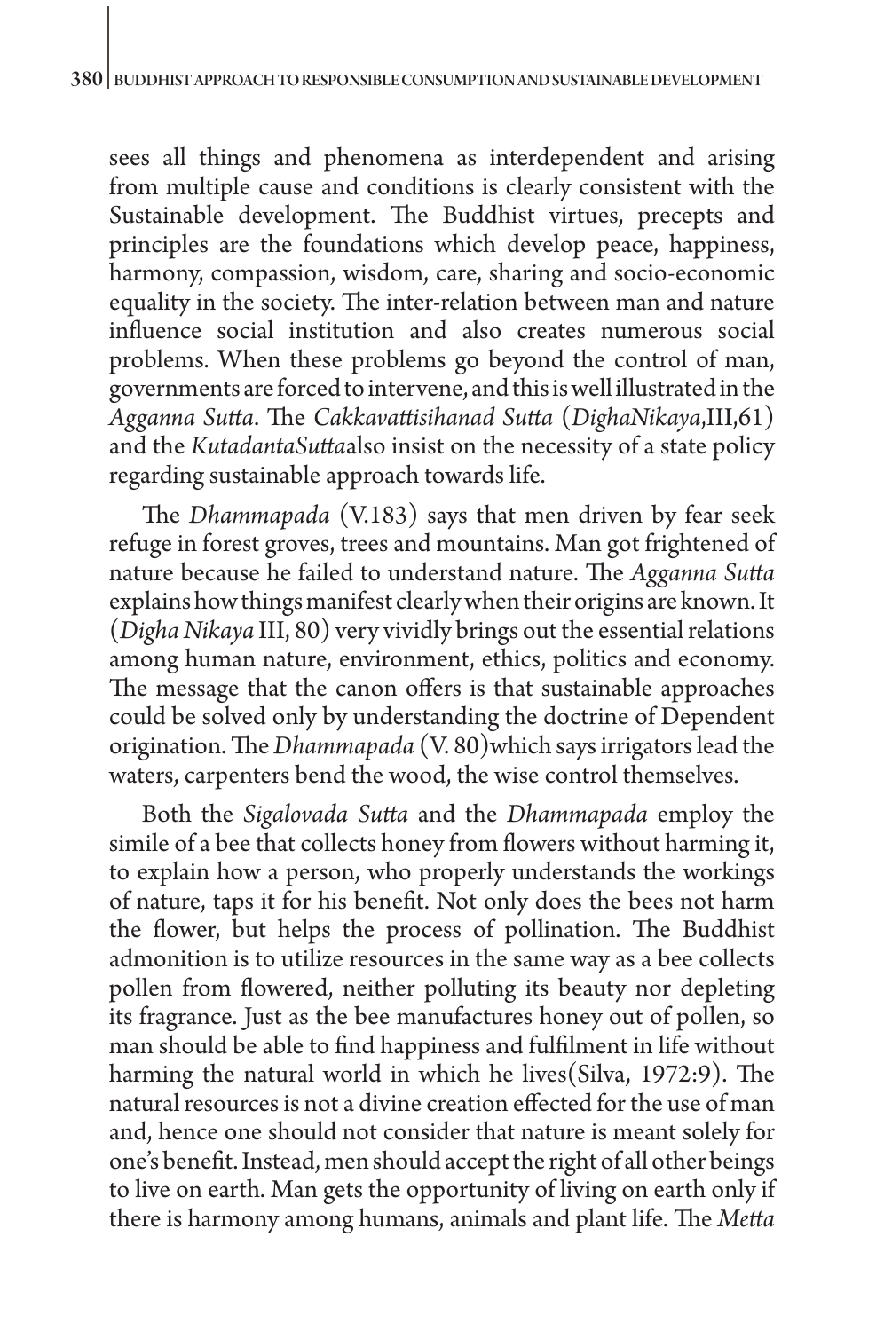sees all things and phenomena as interdependent and arising from multiple cause and conditions is clearly consistent with the Sustainable development. The Buddhist virtues, precepts and principles are the foundations which develop peace, happiness, harmony, compassion, wisdom, care, sharing and socio-economic equality in the society. The inter-relation between man and nature influence social institution and also creates numerous social problems. When these problems go beyond the control of man, governments are forced to intervene, and this is well illustrated in the *Agganna Sutta*. The *Cakkavattisihanad Sutta* (*DighaNikaya*,III,61) and the *KutadantaSutta*also insist on the necessity of a state policy regarding sustainable approach towards life.

The *Dhammapada* (V.183) says that men driven by fear seek refuge in forest groves, trees and mountains. Man got frightened of nature because he failed to understand nature. The *Agganna Sutta* explains how things manifest clearly when their origins are known. It (*Digha Nikaya* III, 80) very vividly brings out the essential relations among human nature, environment, ethics, politics and economy. The message that the canon offers is that sustainable approaches could be solved only by understanding the doctrine of Dependent origination. The *Dhammapada* (V. 80)which says irrigators lead the waters, carpenters bend the wood, the wise control themselves.

Both the *Sigalovada Sutta* and the *Dhammapada* employ the simile of a bee that collects honey from flowers without harming it, to explain how a person, who properly understands the workings of nature, taps it for his benefit. Not only does the bees not harm the flower, but helps the process of pollination. The Buddhist admonition is to utilize resources in the same way as a bee collects pollen from flowered, neither polluting its beauty nor depleting its fragrance. Just as the bee manufactures honey out of pollen, so man should be able to find happiness and fulfilment in life without harming the natural world in which he lives(Silva, 1972:9). The natural resources is not a divine creation effected for the use of man and, hence one should not consider that nature is meant solely for one's benefit. Instead, men should accept the right of all other beings to live on earth. Man gets the opportunity of living on earth only if there is harmony among humans, animals and plant life. The *Metta*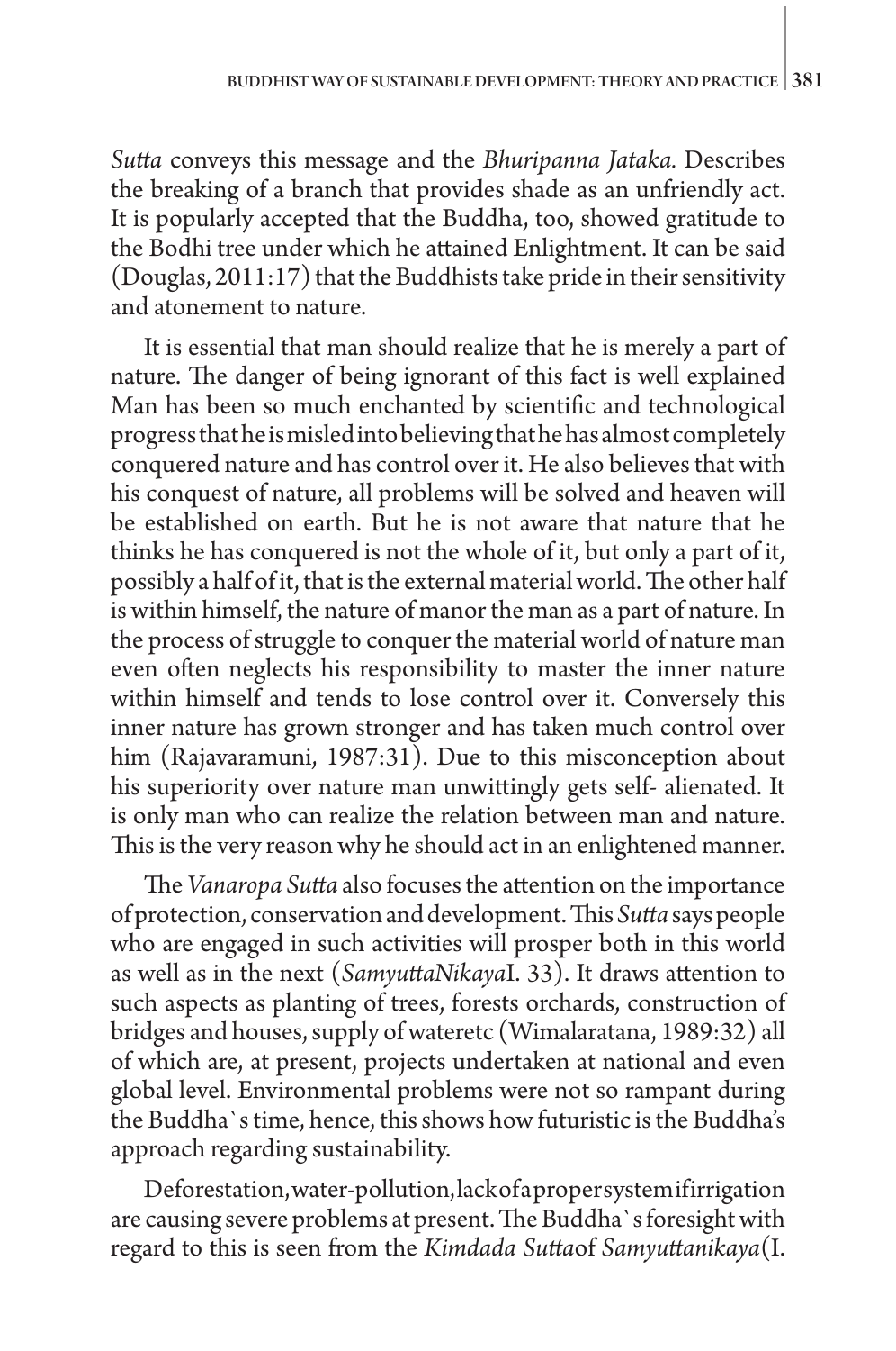*Sutta* conveys this message and the *Bhuripanna Jataka.* Describes the breaking of a branch that provides shade as an unfriendly act. It is popularly accepted that the Buddha, too, showed gratitude to the Bodhi tree under which he attained Enlightment. It can be said (Douglas, 2011:17) that the Buddhists take pride in their sensitivity and atonement to nature.

It is essential that man should realize that he is merely a part of nature. The danger of being ignorant of this fact is well explained Man has been so much enchanted by scientific and technological progress that he is misled into believing that he has almost completely conquered nature and has control over it. He also believes that with his conquest of nature, all problems will be solved and heaven will be established on earth. But he is not aware that nature that he thinks he has conquered is not the whole of it, but only a part of it, possibly a half of it, that is the external material world. The other half is within himself, the nature of manor the man as a part of nature. In the process of struggle to conquer the material world of nature man even often neglects his responsibility to master the inner nature within himself and tends to lose control over it. Conversely this inner nature has grown stronger and has taken much control over him (Rajavaramuni, 1987:31). Due to this misconception about his superiority over nature man unwittingly gets self- alienated. It is only man who can realize the relation between man and nature. This is the very reason why he should act in an enlightened manner.

The *Vanaropa Sutta* also focuses the attention on the importance of protection, conservation and development. This *Sutta* says people who are engaged in such activities will prosper both in this world as well as in the next (*SamyuttaNikaya*I. 33). It draws attention to such aspects as planting of trees, forests orchards, construction of bridges and houses, supply of wateretc (Wimalaratana, 1989:32) all of which are, at present, projects undertaken at national and even global level. Environmental problems were not so rampant during the Buddha`s time, hence, this shows how futuristic is the Buddha's approach regarding sustainability.

Deforestation, water-pollution, lack of a proper system if irrigation are causing severe problems at present. The Buddha`s foresight with regard to this is seen from the *Kimdada Sutta*of *Samyuttanikaya*(I.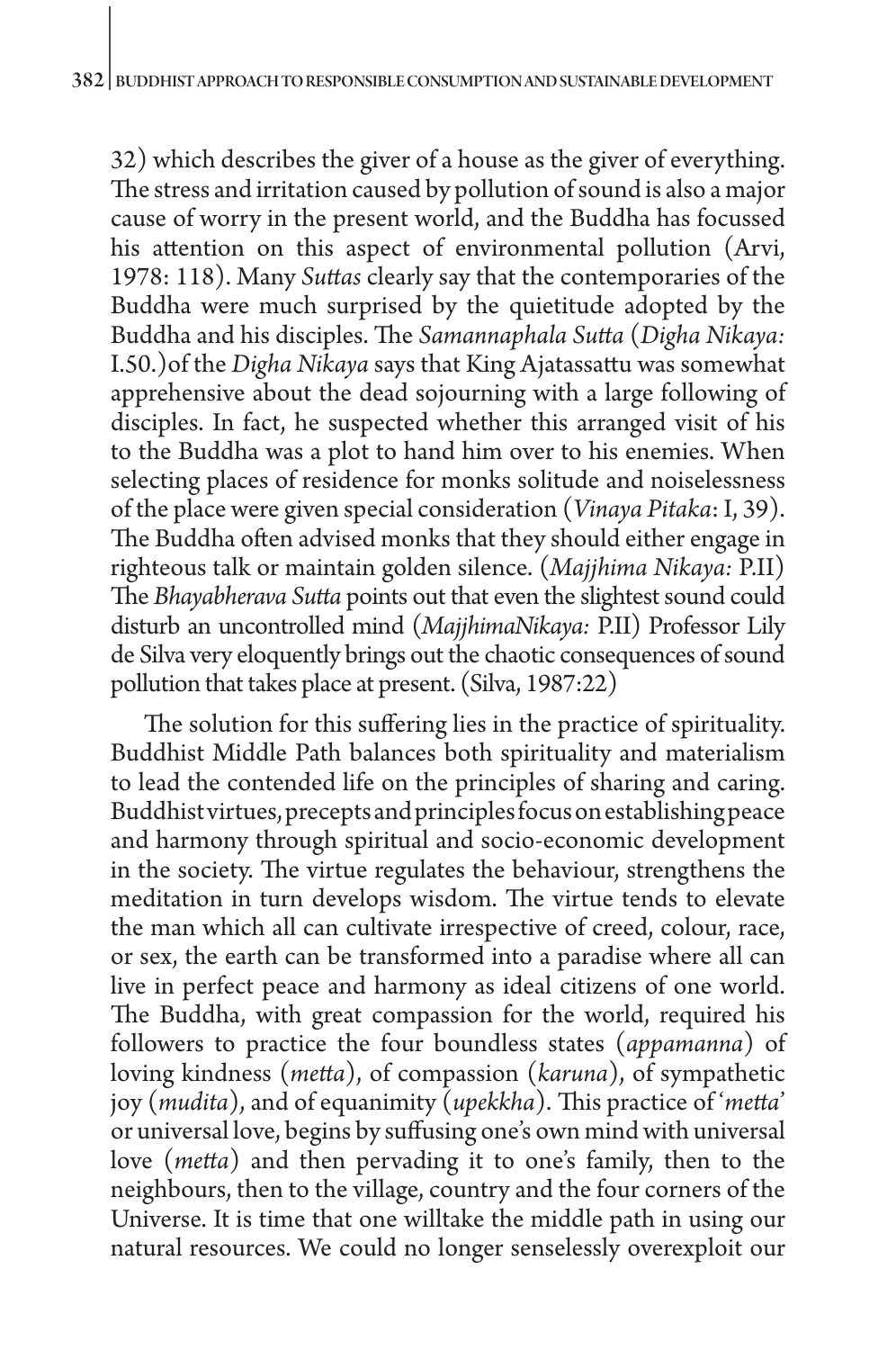32) which describes the giver of a house as the giver of everything. The stress and irritation caused by pollution of sound is also a major cause of worry in the present world, and the Buddha has focussed his attention on this aspect of environmental pollution (Arvi, 1978: 118). Many *Suttas* clearly say that the contemporaries of the Buddha were much surprised by the quietitude adopted by the Buddha and his disciples. The *Samannaphala Sutta* (*Digha Nikaya:* I.50.)of the *Digha Nikaya* says that King Ajatassattu was somewhat apprehensive about the dead sojourning with a large following of disciples. In fact, he suspected whether this arranged visit of his to the Buddha was a plot to hand him over to his enemies. When selecting places of residence for monks solitude and noiselessness of the place were given special consideration (*Vinaya Pitaka*: I, 39). The Buddha often advised monks that they should either engage in righteous talk or maintain golden silence. (*Majjhima Nikaya:* P.II) The *Bhayabherava Sutta* points out that even the slightest sound could disturb an uncontrolled mind (*MajjhimaNikaya:* P.II) Professor Lily de Silva very eloquently brings out the chaotic consequences of sound pollution that takes place at present. (Silva, 1987:22)

The solution for this suffering lies in the practice of spirituality. Buddhist Middle Path balances both spirituality and materialism to lead the contended life on the principles of sharing and caring. Buddhist virtues, precepts and principles focus on establishing peace and harmony through spiritual and socio-economic development in the society. The virtue regulates the behaviour, strengthens the meditation in turn develops wisdom. The virtue tends to elevate the man which all can cultivate irrespective of creed, colour, race, or sex, the earth can be transformed into a paradise where all can live in perfect peace and harmony as ideal citizens of one world. The Buddha, with great compassion for the world, required his followers to practice the four boundless states (*appamanna*) of loving kindness (*metta*), of compassion (*karuna*), of sympathetic joy (*mudita*), and of equanimity (*upekkha*). This practice of '*metta*' or universal love, begins by suffusing one's own mind with universal love (*metta*) and then pervading it to one's family, then to the neighbours, then to the village, country and the four corners of the Universe. It is time that one willtake the middle path in using our natural resources. We could no longer senselessly overexploit our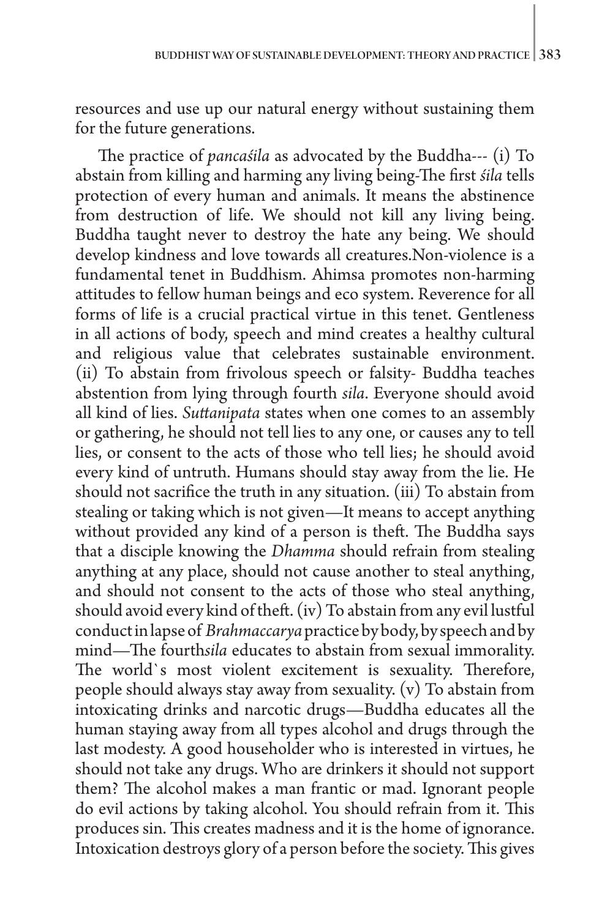resources and use up our natural energy without sustaining them for the future generations.

The practice of *pancaśila* as advocated by the Buddha--- (i) To abstain from killing and harming any living being-The first *śila* tells protection of every human and animals. It means the abstinence from destruction of life. We should not kill any living being. Buddha taught never to destroy the hate any being. We should develop kindness and love towards all creatures.Non-violence is a fundamental tenet in Buddhism. Ahimsa promotes non-harming attitudes to fellow human beings and eco system. Reverence for all forms of life is a crucial practical virtue in this tenet. Gentleness in all actions of body, speech and mind creates a healthy cultural and religious value that celebrates sustainable environment. (ii) To abstain from frivolous speech or falsity- Buddha teaches abstention from lying through fourth *sila*. Everyone should avoid all kind of lies. *Suttanipata* states when one comes to an assembly or gathering, he should not tell lies to any one, or causes any to tell lies, or consent to the acts of those who tell lies; he should avoid every kind of untruth. Humans should stay away from the lie. He should not sacrifice the truth in any situation. (iii) To abstain from stealing or taking which is not given—It means to accept anything without provided any kind of a person is theft. The Buddha says that a disciple knowing the *Dhamma* should refrain from stealing anything at any place, should not cause another to steal anything, and should not consent to the acts of those who steal anything, should avoid every kind of theft. (iv) To abstain from any evil lustful conduct in lapse of *Brahmaccarya* practice by body, by speech and by mind—The fourth*sila* educates to abstain from sexual immorality. The world`s most violent excitement is sexuality. Therefore, people should always stay away from sexuality. (v) To abstain from intoxicating drinks and narcotic drugs—Buddha educates all the human staying away from all types alcohol and drugs through the last modesty. A good householder who is interested in virtues, he should not take any drugs. Who are drinkers it should not support them? The alcohol makes a man frantic or mad. Ignorant people do evil actions by taking alcohol. You should refrain from it. This produces sin. This creates madness and it is the home of ignorance. Intoxication destroys glory of a person before the society. This gives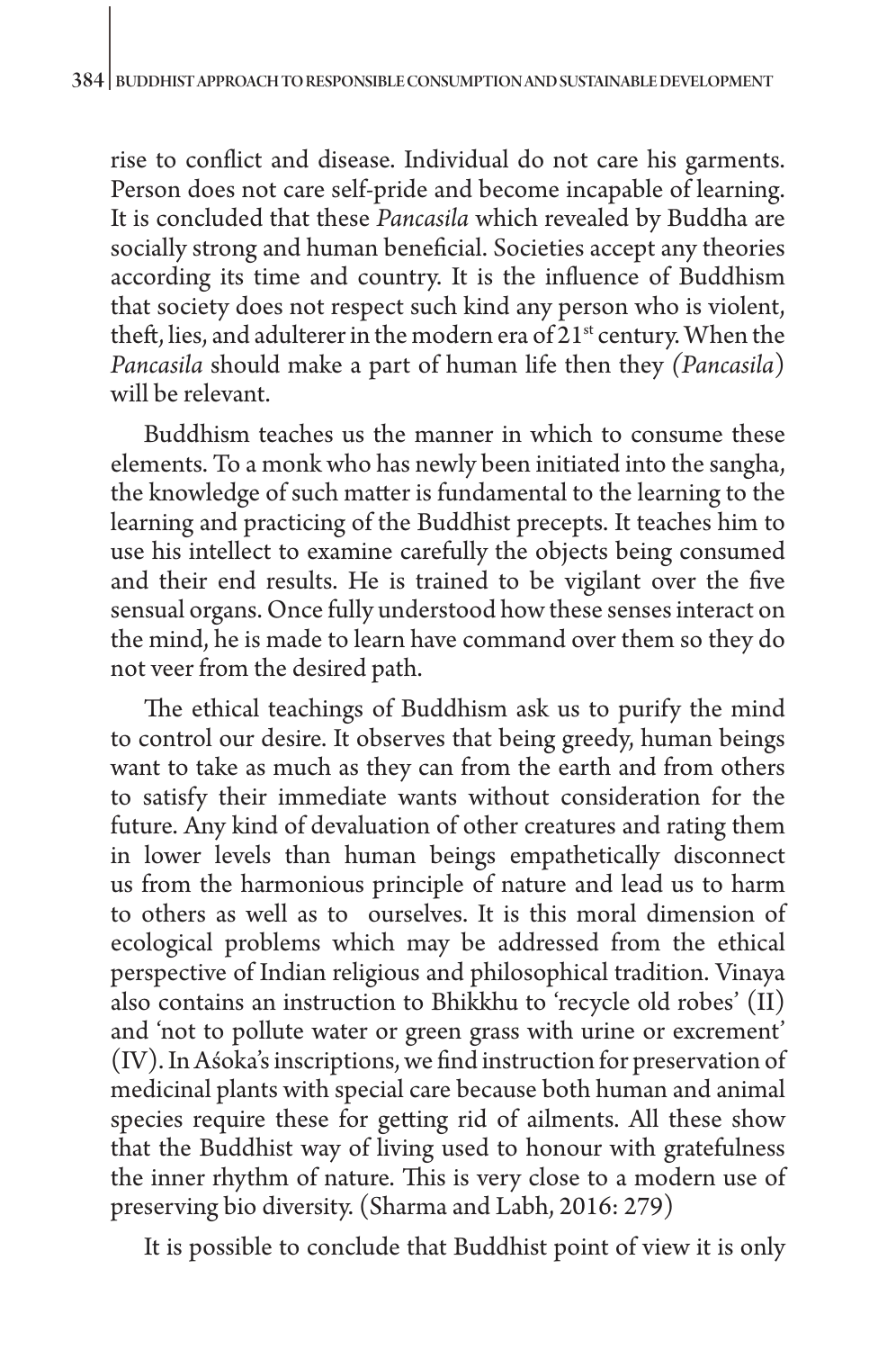rise to conflict and disease. Individual do not care his garments. Person does not care self-pride and become incapable of learning. It is concluded that these *Pancasila* which revealed by Buddha are socially strong and human beneficial. Societies accept any theories according its time and country. It is the influence of Buddhism that society does not respect such kind any person who is violent, theft, lies, and adulterer in the modern era of 21st century. When the *Pancasila* should make a part of human life then they *(Pancasila)* will be relevant.

Buddhism teaches us the manner in which to consume these elements. To a monk who has newly been initiated into the sangha, the knowledge of such matter is fundamental to the learning to the learning and practicing of the Buddhist precepts. It teaches him to use his intellect to examine carefully the objects being consumed and their end results. He is trained to be vigilant over the five sensual organs. Once fully understood how these senses interact on the mind, he is made to learn have command over them so they do not veer from the desired path.

The ethical teachings of Buddhism ask us to purify the mind to control our desire. It observes that being greedy, human beings want to take as much as they can from the earth and from others to satisfy their immediate wants without consideration for the future. Any kind of devaluation of other creatures and rating them in lower levels than human beings empathetically disconnect us from the harmonious principle of nature and lead us to harm to others as well as to ourselves. It is this moral dimension of ecological problems which may be addressed from the ethical perspective of Indian religious and philosophical tradition. Vinaya also contains an instruction to Bhikkhu to 'recycle old robes' (II) and 'not to pollute water or green grass with urine or excrement' (IV). In Aśoka's inscriptions, we find instruction for preservation of medicinal plants with special care because both human and animal species require these for getting rid of ailments. All these show that the Buddhist way of living used to honour with gratefulness the inner rhythm of nature. This is very close to a modern use of preserving bio diversity. (Sharma and Labh, 2016: 279)

It is possible to conclude that Buddhist point of view it is only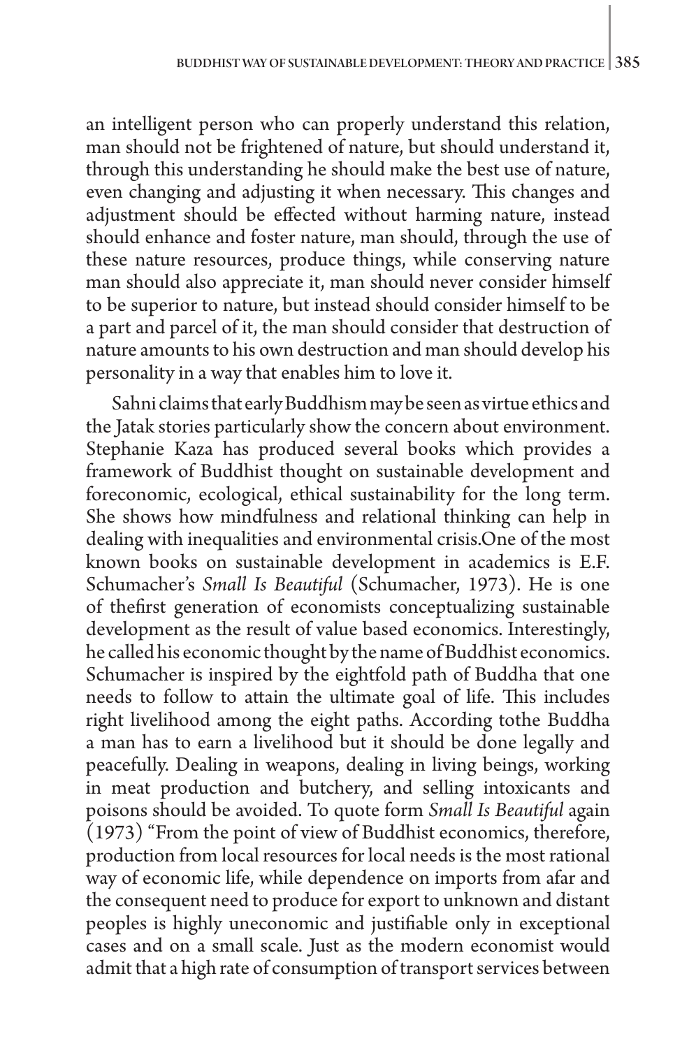an intelligent person who can properly understand this relation, man should not be frightened of nature, but should understand it, through this understanding he should make the best use of nature, even changing and adjusting it when necessary. This changes and adjustment should be effected without harming nature, instead should enhance and foster nature, man should, through the use of these nature resources, produce things, while conserving nature man should also appreciate it, man should never consider himself to be superior to nature, but instead should consider himself to be a part and parcel of it, the man should consider that destruction of nature amounts to his own destruction and man should develop his personality in a way that enables him to love it.

Sahni claims that early Buddhism may be seen as virtue ethics and the Jatak stories particularly show the concern about environment. Stephanie Kaza has produced several books which provides a framework of Buddhist thought on sustainable development and foreconomic, ecological, ethical sustainability for the long term. She shows how mindfulness and relational thinking can help in dealing with inequalities and environmental crisis.One of the most known books on sustainable development in academics is E.F. Schumacher's *Small Is Beautiful* (Schumacher, 1973). He is one of thefirst generation of economists conceptualizing sustainable development as the result of value based economics. Interestingly, he called his economic thought by the name of Buddhist economics. Schumacher is inspired by the eightfold path of Buddha that one needs to follow to attain the ultimate goal of life. This includes right livelihood among the eight paths. According tothe Buddha a man has to earn a livelihood but it should be done legally and peacefully. Dealing in weapons, dealing in living beings, working in meat production and butchery, and selling intoxicants and poisons should be avoided. To quote form *Small Is Beautiful* again (1973) "From the point of view of Buddhist economics, therefore, production from local resources for local needs is the most rational way of economic life, while dependence on imports from afar and the consequent need to produce for export to unknown and distant peoples is highly uneconomic and justifiable only in exceptional cases and on a small scale. Just as the modern economist would admit that a high rate of consumption of transport services between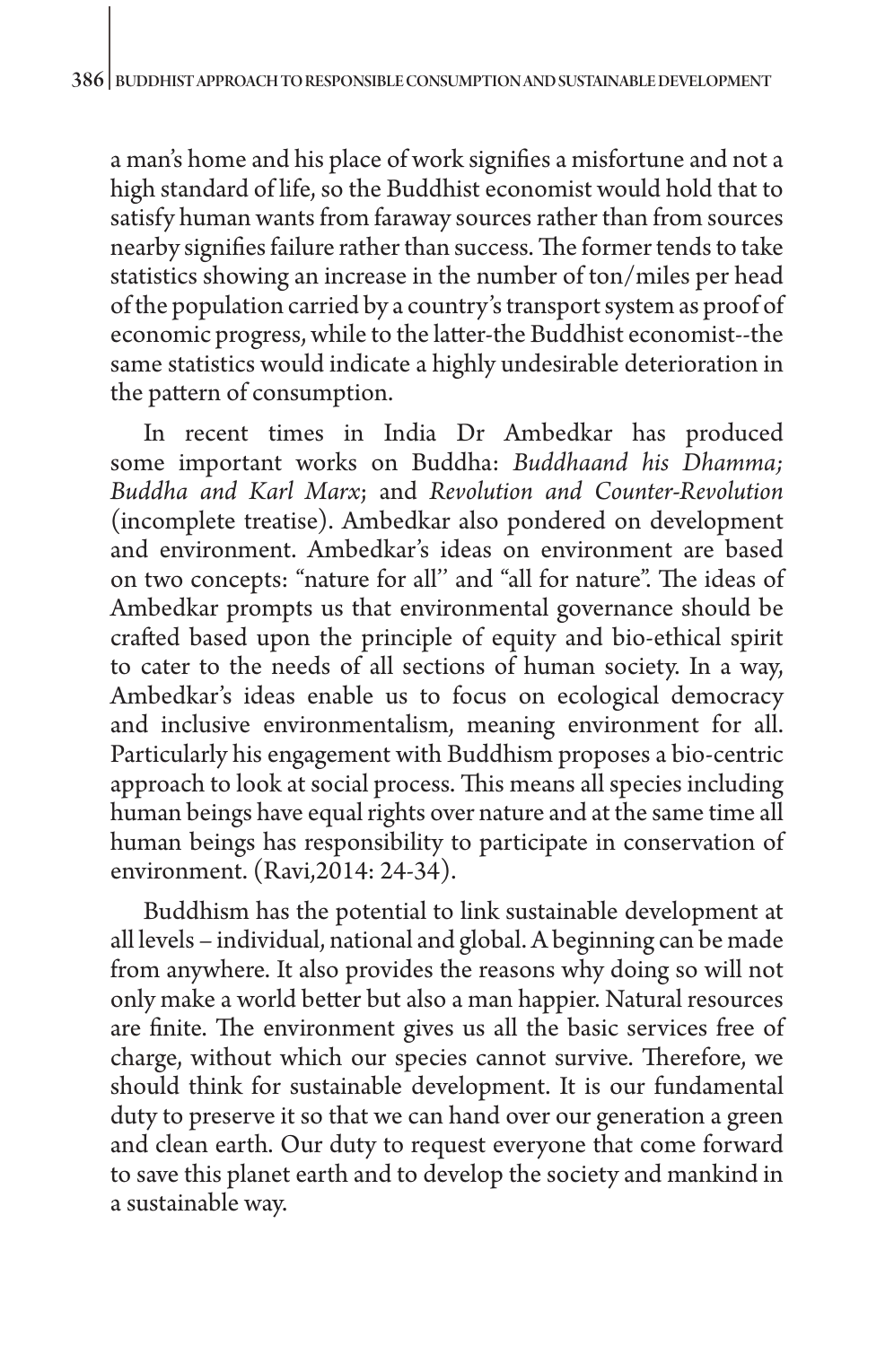a man's home and his place of work signifies a misfortune and not a high standard of life, so the Buddhist economist would hold that to satisfy human wants from faraway sources rather than from sources nearby signifies failure rather than success. The former tends to take statistics showing an increase in the number of ton/miles per head of the population carried by a country's transport system as proof of economic progress, while to the latter-the Buddhist economist--the same statistics would indicate a highly undesirable deterioration in the pattern of consumption.

In recent times in India Dr Ambedkar has produced some important works on Buddha: *Buddhaand his Dhamma; Buddha and Karl Marx*; and *Revolution and Counter-Revolution* (incomplete treatise). Ambedkar also pondered on development and environment. Ambedkar's ideas on environment are based on two concepts: "nature for all'' and "all for nature". The ideas of Ambedkar prompts us that environmental governance should be crafted based upon the principle of equity and bio-ethical spirit to cater to the needs of all sections of human society. In a way, Ambedkar's ideas enable us to focus on ecological democracy and inclusive environmentalism, meaning environment for all. Particularly his engagement with Buddhism proposes a bio-centric approach to look at social process. This means all species including human beings have equal rights over nature and at the same time all human beings has responsibility to participate in conservation of environment. (Ravi,2014: 24-34).

Buddhism has the potential to link sustainable development at all levels – individual, national and global. A beginning can be made from anywhere. It also provides the reasons why doing so will not only make a world better but also a man happier. Natural resources are finite. The environment gives us all the basic services free of charge, without which our species cannot survive. Therefore, we should think for sustainable development. It is our fundamental duty to preserve it so that we can hand over our generation a green and clean earth. Our duty to request everyone that come forward to save this planet earth and to develop the society and mankind in a sustainable way.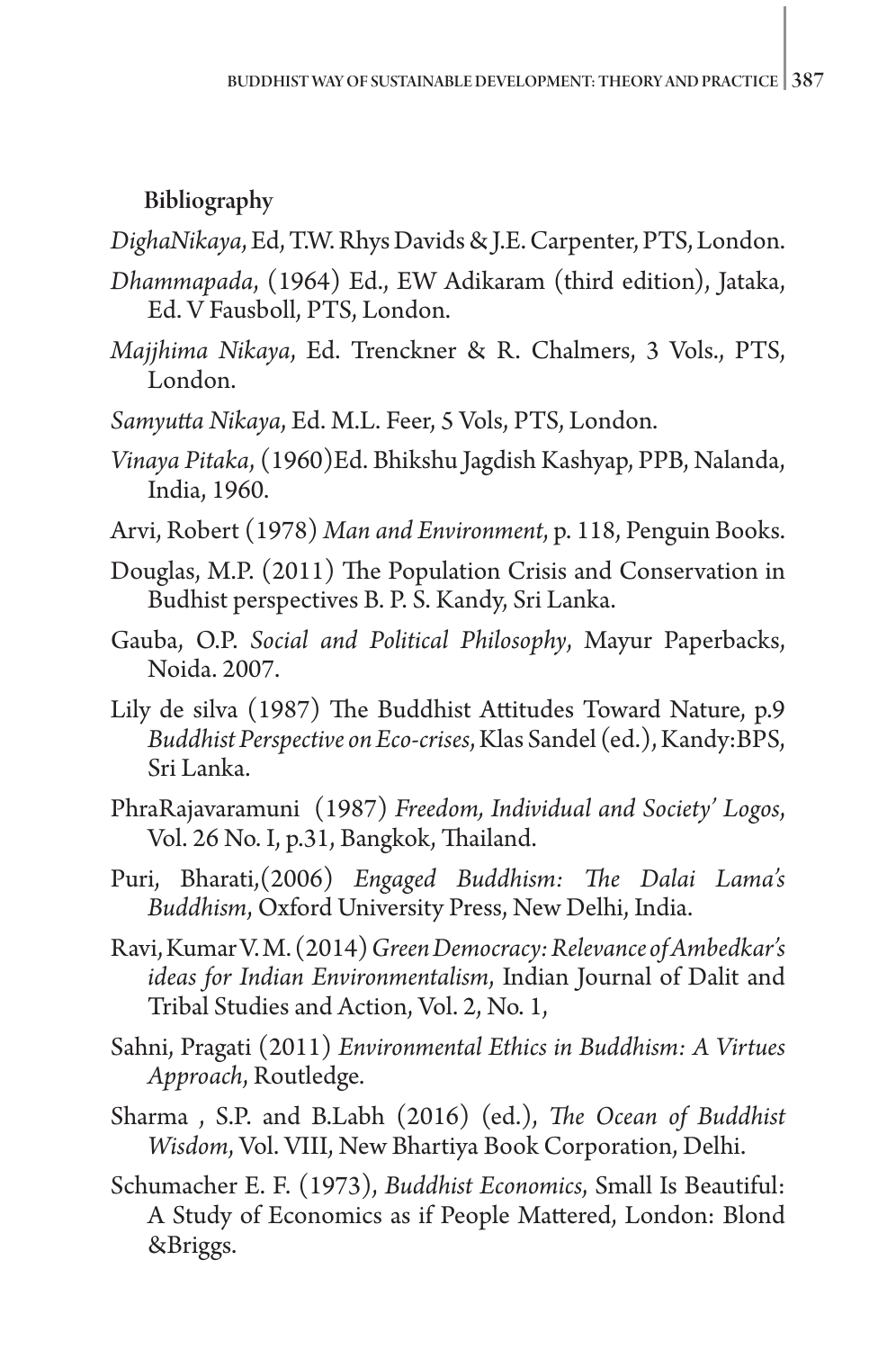## Bibliography

*DighaNikaya*, Ed, T.W. Rhys Davids & J.E. Carpenter, PTS, London.

*Dhammapada*, (1964) Ed., EW Adikaram (third edition), Jataka, Ed. V Fausboll, PTS, London.

*Majjhima Nikaya*, Ed. Trenckner & R. Chalmers, 3 Vols., PTS, London.

*Samyutta Nikaya*, Ed. M.L. Feer, 5 Vols, PTS, London.

*Vinaya Pitaka*, (1960)Ed. Bhikshu Jagdish Kashyap, PPB, Nalanda, India, 1960.

Arvi, Robert (1978) *Man and Environment*, p. 118, Penguin Books.

Douglas, M.P. (2011) The Population Crisis and Conservation in Budhist perspectives B. P. S. Kandy, Sri Lanka.

Gauba, O.P. *Social and Political Philosophy*, Mayur Paperbacks, Noida. 2007.

Lily de silva (1987) The Buddhist Attitudes Toward Nature, p.9 *Buddhist Perspective on Eco-crises*, Klas Sandel (ed.), Kandy:BPS, Sri Lanka.

PhraRajavaramuni (1987) *Freedom, Individual and Society' Logos*, Vol. 26 No. I, p.31, Bangkok, Thailand.

Puri, Bharati,(2006) *Engaged Buddhism: The Dalai Lama's Buddhism*, Oxford University Press, New Delhi, India.

Ravi, Kumar V. M. (2014) *Green Democracy: Relevance of Ambedkar's ideas for Indian Environmentalism*, Indian Journal of Dalit and Tribal Studies and Action, Vol. 2, No. 1,

Sahni, Pragati (2011) *Environmental Ethics in Buddhism: A Virtues Approach*, Routledge.

Sharma , S.P. and B.Labh (2016) (ed.), *The Ocean of Buddhist Wisdom*, Vol. VIII, New Bhartiya Book Corporation, Delhi.

Schumacher E. F. (1973), *Buddhist Economics*, Small Is Beautiful: A Study of Economics as if People Mattered, London: Blond &Briggs.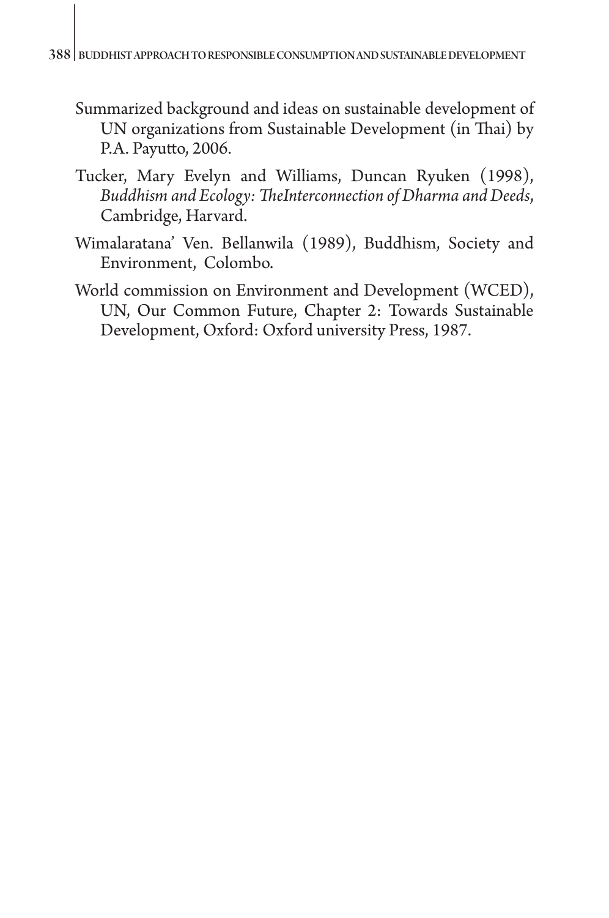Summarized background and ideas on sustainable development of UN organizations from Sustainable Development (in Thai) by P.A. Payutto, 2006.

Tucker, Mary Evelyn and Williams, Duncan Ryuken (1998), *Buddhism and Ecology: TheInterconnection of Dharma and Deeds*, Cambridge, Harvard.

Wimalaratana' Ven. Bellanwila (1989), Buddhism, Society and Environment, Colombo.

World commission on Environment and Development (WCED), UN, Our Common Future, Chapter 2: Towards Sustainable Development, Oxford: Oxford university Press, 1987.